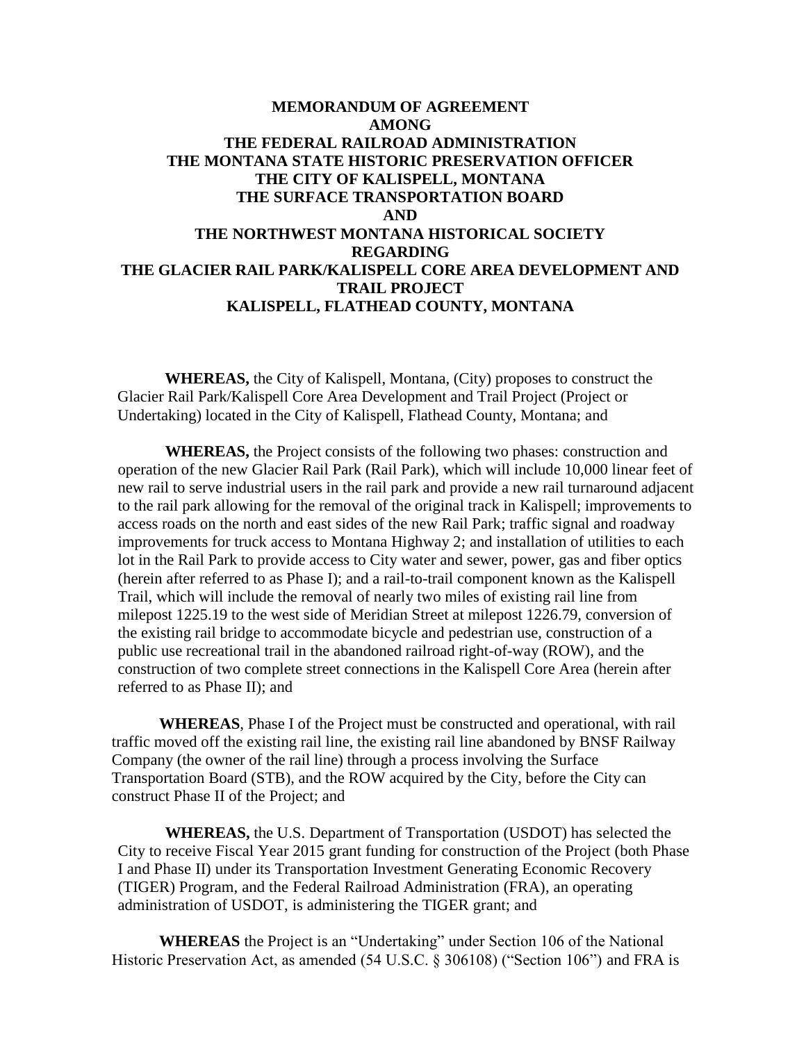# MEMORANDUM OF AGREEMENT
# AMONG
# THE FEDERAL RAILROAD ADMINISTRATION
# THE MONTANA STATE HISTORIC PRESERVATION OFFICER
# THE CITY OF KALISPELL, MONTANA
# THE SURFACE TRANSPORTATION BOARD
# AND
# THE NORTHWEST MONTANA HISTORICAL SOCIETY
# REGARDING
# THE GLACIER RAIL PARK/KALISPELL CORE AREA DEVELOPMENT AND TRAIL PROJECT
# KALISPELL, FLATHEAD COUNTY, MONTANA

**WHEREAS,** the City of Kalispell, Montana, (City) proposes to construct the Glacier Rail Park/Kalispell Core Area Development and Trail Project (Project or Undertaking) located in the City of Kalispell, Flathead County, Montana; and

**WHEREAS,** the Project consists of the following two phases: construction and operation of the new Glacier Rail Park (Rail Park), which will include 10,000 linear feet of new rail to serve industrial users in the rail park and provide a new rail turnaround adjacent to the rail park allowing for the removal of the original track in Kalispell; improvements to access roads on the north and east sides of the new Rail Park; traffic signal and roadway improvements for truck access to Montana Highway 2; and installation of utilities to each lot in the Rail Park to provide access to City water and sewer, power, gas and fiber optics (herein after referred to as Phase I); and a rail-to-trail component known as the Kalispell Trail, which will include the removal of nearly two miles of existing rail line from milepost 1225.19 to the west side of Meridian Street at milepost 1226.79, conversion of the existing rail bridge to accommodate bicycle and pedestrian use, construction of a public use recreational trail in the abandoned railroad right-of-way (ROW), and the construction of two complete street connections in the Kalispell Core Area (herein after referred to as Phase II); and

**WHEREAS**, Phase I of the Project must be constructed and operational, with rail traffic moved off the existing rail line, the existing rail line abandoned by BNSF Railway Company (the owner of the rail line) through a process involving the Surface Transportation Board (STB), and the ROW acquired by the City, before the City can construct Phase II of the Project; and

**WHEREAS,** the U.S. Department of Transportation (USDOT) has selected the City to receive Fiscal Year 2015 grant funding for construction of the Project (both Phase I and Phase II) under its Transportation Investment Generating Economic Recovery (TIGER) Program, and the Federal Railroad Administration (FRA), an operating administration of USDOT, is administering the TIGER grant; and

**WHEREAS** the Project is an "Undertaking" under Section 106 of the National Historic Preservation Act, as amended (54 U.S.C. § 306108) ("Section 106") and FRA is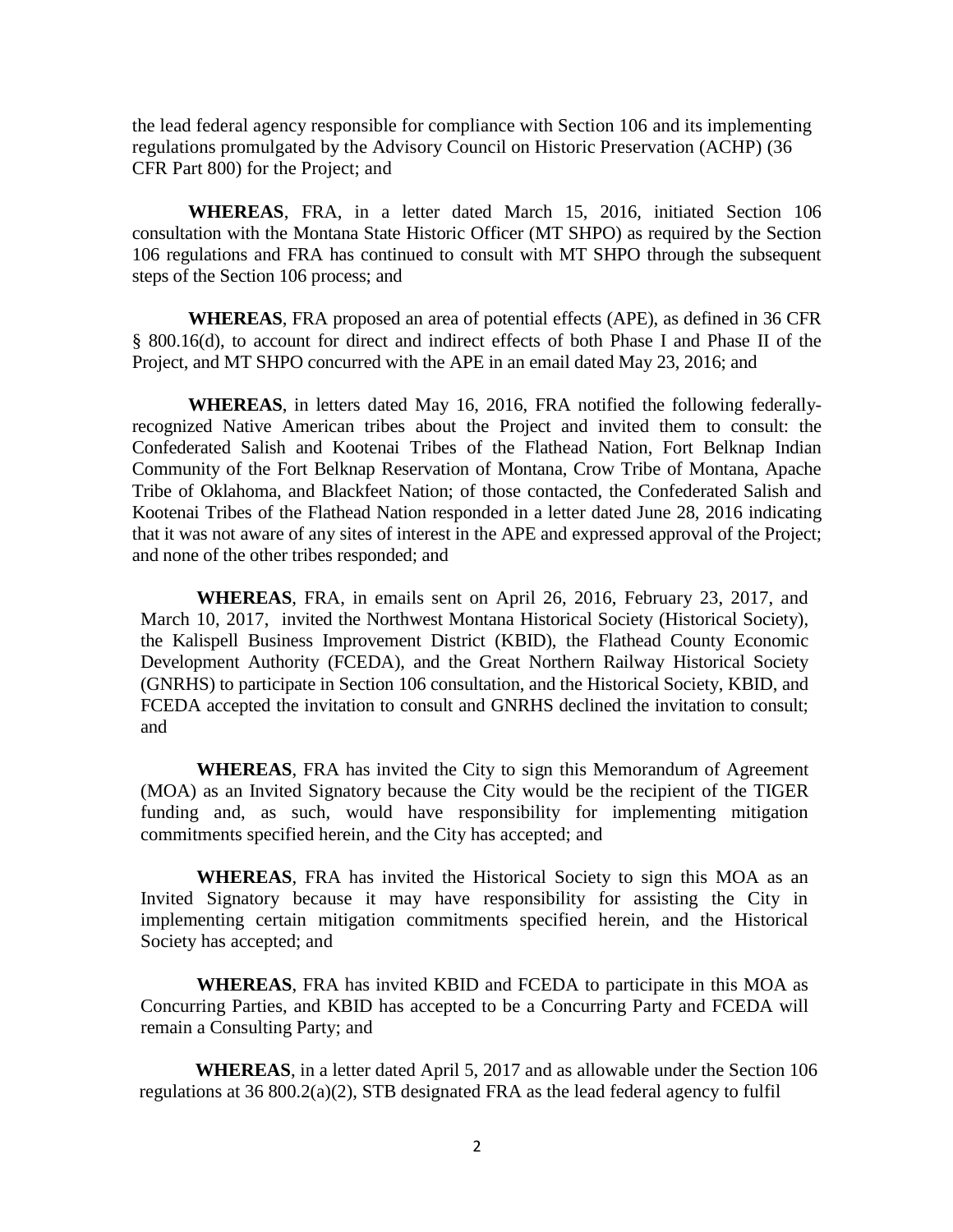the lead federal agency responsible for compliance with Section 106 and its implementing regulations promulgated by the Advisory Council on Historic Preservation (ACHP) (36 CFR Part 800) for the Project; and

**WHEREAS**, FRA, in a letter dated March 15, 2016, initiated Section 106 consultation with the Montana State Historic Officer (MT SHPO) as required by the Section 106 regulations and FRA has continued to consult with MT SHPO through the subsequent steps of the Section 106 process; and

**WHEREAS**, FRA proposed an area of potential effects (APE), as defined in 36 CFR § 800.16(d), to account for direct and indirect effects of both Phase I and Phase II of the Project, and MT SHPO concurred with the APE in an email dated May 23, 2016; and

**WHEREAS**, in letters dated May 16, 2016, FRA notified the following federally-recognized Native American tribes about the Project and invited them to consult: the Confederated Salish and Kootenai Tribes of the Flathead Nation, Fort Belknap Indian Community of the Fort Belknap Reservation of Montana, Crow Tribe of Montana, Apache Tribe of Oklahoma, and Blackfeet Nation; of those contacted, the Confederated Salish and Kootenai Tribes of the Flathead Nation responded in a letter dated June 28, 2016 indicating that it was not aware of any sites of interest in the APE and expressed approval of the Project; and none of the other tribes responded; and

**WHEREAS**, FRA, in emails sent on April 26, 2016, February 23, 2017, and March 10, 2017, invited the Northwest Montana Historical Society (Historical Society), the Kalispell Business Improvement District (KBID), the Flathead County Economic Development Authority (FCEDA), and the Great Northern Railway Historical Society (GNRHS) to participate in Section 106 consultation, and the Historical Society, KBID, and FCEDA accepted the invitation to consult and GNRHS declined the invitation to consult; and

**WHEREAS**, FRA has invited the City to sign this Memorandum of Agreement (MOA) as an Invited Signatory because the City would be the recipient of the TIGER funding and, as such, would have responsibility for implementing mitigation commitments specified herein, and the City has accepted; and

**WHEREAS**, FRA has invited the Historical Society to sign this MOA as an Invited Signatory because it may have responsibility for assisting the City in implementing certain mitigation commitments specified herein, and the Historical Society has accepted; and

**WHEREAS**, FRA has invited KBID and FCEDA to participate in this MOA as Concurring Parties, and KBID has accepted to be a Concurring Party and FCEDA will remain a Consulting Party; and

**WHEREAS**, in a letter dated April 5, 2017 and as allowable under the Section 106 regulations at 36 800.2(a)(2), STB designated FRA as the lead federal agency to fulfil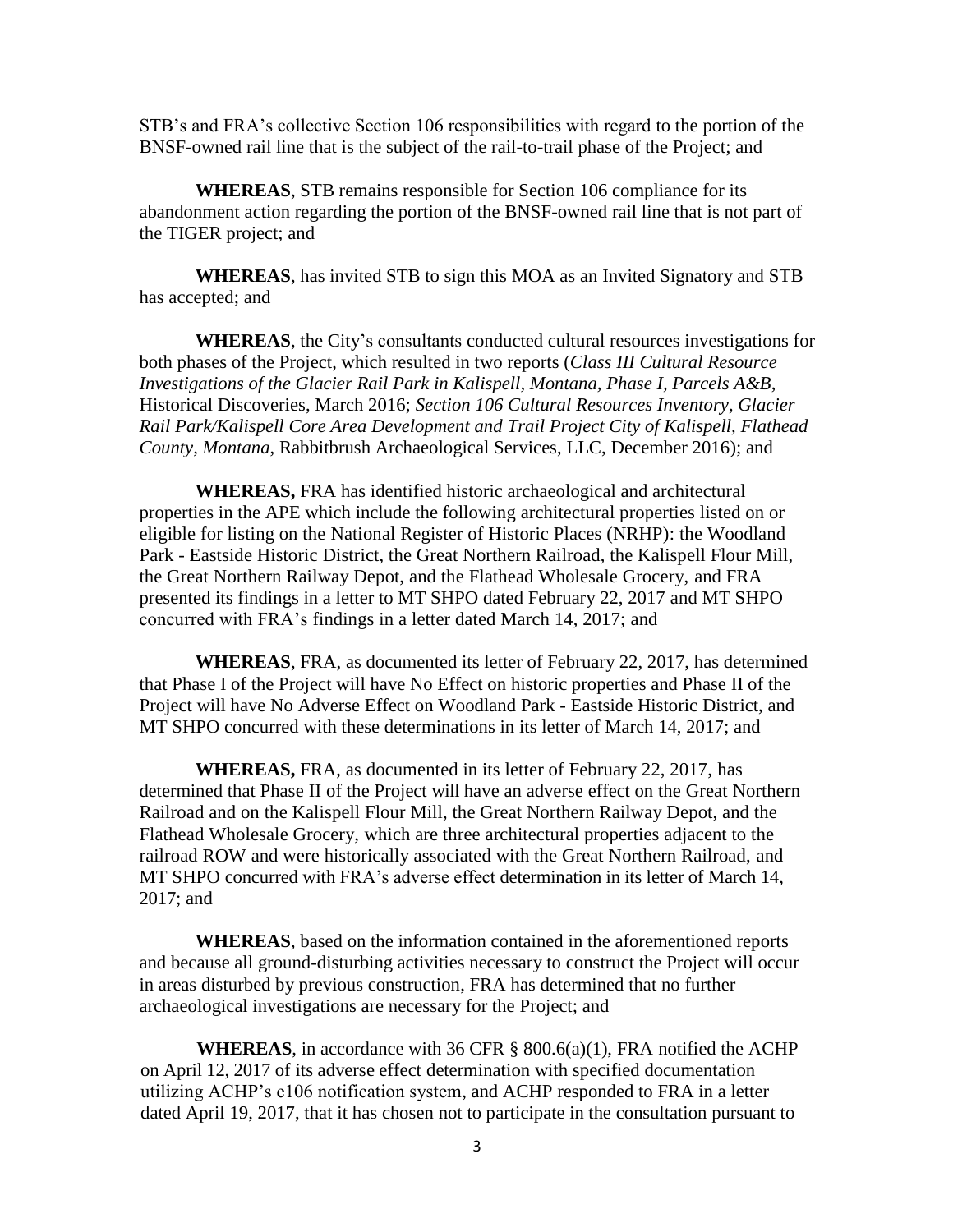STB's and FRA's collective Section 106 responsibilities with regard to the portion of the BNSF-owned rail line that is the subject of the rail-to-trail phase of the Project; and

**WHEREAS**, STB remains responsible for Section 106 compliance for its abandonment action regarding the portion of the BNSF-owned rail line that is not part of the TIGER project; and

**WHEREAS**, has invited STB to sign this MOA as an Invited Signatory and STB has accepted; and

**WHEREAS**, the City's consultants conducted cultural resources investigations for both phases of the Project, which resulted in two reports (*Class III Cultural Resource Investigations of the Glacier Rail Park in Kalispell, Montana, Phase I, Parcels A&B*, Historical Discoveries, March 2016; *Section 106 Cultural Resources Inventory, Glacier Rail Park/Kalispell Core Area Development and Trail Project City of Kalispell, Flathead County, Montana*, Rabbitbrush Archaeological Services, LLC, December 2016); and

**WHEREAS,** FRA has identified historic archaeological and architectural properties in the APE which include the following architectural properties listed on or eligible for listing on the National Register of Historic Places (NRHP): the Woodland Park - Eastside Historic District, the Great Northern Railroad, the Kalispell Flour Mill, the Great Northern Railway Depot, and the Flathead Wholesale Grocery, and FRA presented its findings in a letter to MT SHPO dated February 22, 2017 and MT SHPO concurred with FRA's findings in a letter dated March 14, 2017; and

**WHEREAS**, FRA, as documented its letter of February 22, 2017, has determined that Phase I of the Project will have No Effect on historic properties and Phase II of the Project will have No Adverse Effect on Woodland Park - Eastside Historic District, and MT SHPO concurred with these determinations in its letter of March 14, 2017; and

**WHEREAS,** FRA, as documented in its letter of February 22, 2017, has determined that Phase II of the Project will have an adverse effect on the Great Northern Railroad and on the Kalispell Flour Mill, the Great Northern Railway Depot, and the Flathead Wholesale Grocery, which are three architectural properties adjacent to the railroad ROW and were historically associated with the Great Northern Railroad, and MT SHPO concurred with FRA's adverse effect determination in its letter of March 14, 2017; and

**WHEREAS**, based on the information contained in the aforementioned reports and because all ground-disturbing activities necessary to construct the Project will occur in areas disturbed by previous construction, FRA has determined that no further archaeological investigations are necessary for the Project; and

**WHEREAS**, in accordance with 36 CFR § 800.6(a)(1), FRA notified the ACHP on April 12, 2017 of its adverse effect determination with specified documentation utilizing ACHP's e106 notification system, and ACHP responded to FRA in a letter dated April 19, 2017, that it has chosen not to participate in the consultation pursuant to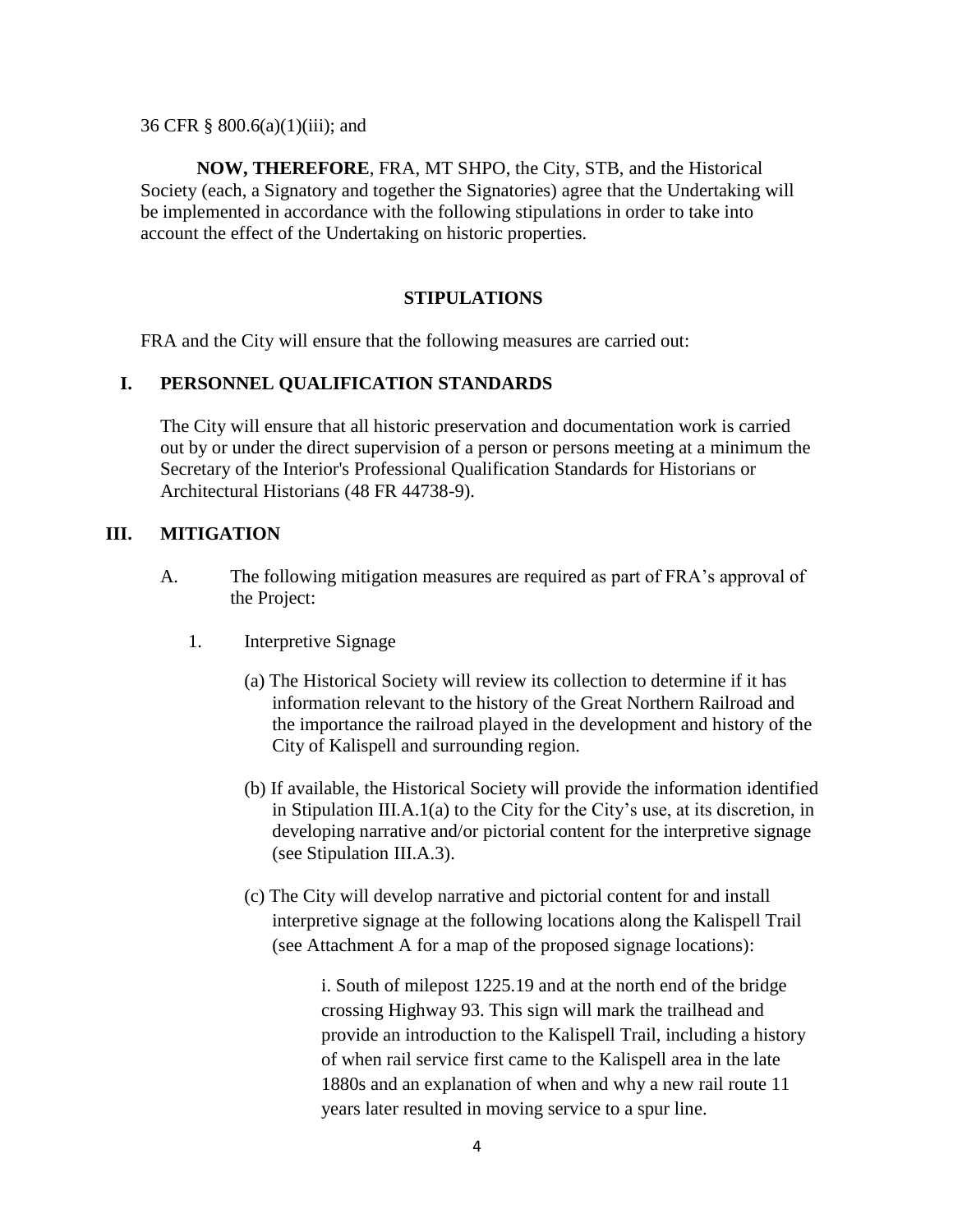36 CFR § 800.6(a)(1)(iii); and

**NOW, THEREFORE**, FRA, MT SHPO, the City, STB, and the Historical Society (each, a Signatory and together the Signatories) agree that the Undertaking will be implemented in accordance with the following stipulations in order to take into account the effect of the Undertaking on historic properties.

## STIPULATIONS

FRA and the City will ensure that the following measures are carried out:

### I. PERSONNEL QUALIFICATION STANDARDS

The City will ensure that all historic preservation and documentation work is carried out by or under the direct supervision of a person or persons meeting at a minimum the Secretary of the Interior's Professional Qualification Standards for Historians or Architectural Historians (48 FR 44738-9).

### III. MITIGATION

A. The following mitigation measures are required as part of FRA's approval of the Project:

1. Interpretive Signage

   (a) The Historical Society will review its collection to determine if it has information relevant to the history of the Great Northern Railroad and the importance the railroad played in the development and history of the City of Kalispell and surrounding region.

   (b) If available, the Historical Society will provide the information identified in Stipulation III.A.1(a) to the City for the City's use, at its discretion, in developing narrative and/or pictorial content for the interpretive signage (see Stipulation III.A.3).

   (c) The City will develop narrative and pictorial content for and install interpretive signage at the following locations along the Kalispell Trail (see Attachment A for a map of the proposed signage locations):

      i. South of milepost 1225.19 and at the north end of the bridge crossing Highway 93. This sign will mark the trailhead and provide an introduction to the Kalispell Trail, including a history of when rail service first came to the Kalispell area in the late 1880s and an explanation of when and why a new rail route 11 years later resulted in moving service to a spur line.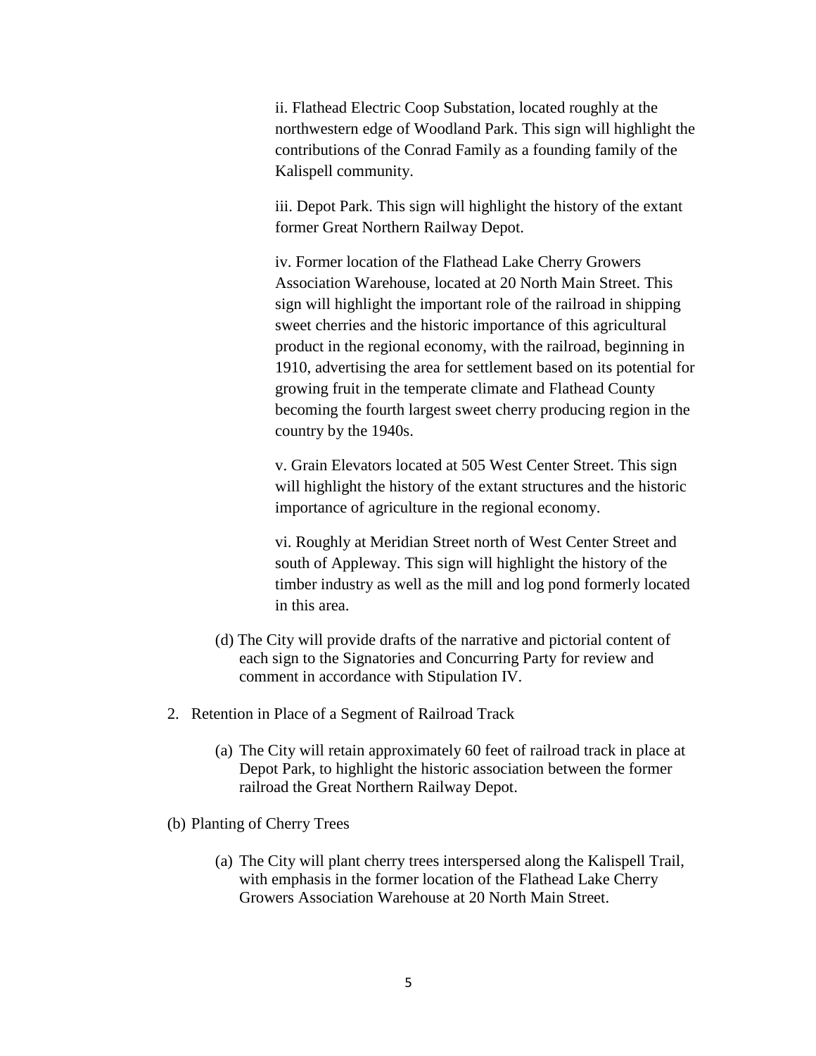ii. Flathead Electric Coop Substation, located roughly at the northwestern edge of Woodland Park. This sign will highlight the contributions of the Conrad Family as a founding family of the Kalispell community.

iii. Depot Park. This sign will highlight the history of the extant former Great Northern Railway Depot.

iv. Former location of the Flathead Lake Cherry Growers Association Warehouse, located at 20 North Main Street. This sign will highlight the important role of the railroad in shipping sweet cherries and the historic importance of this agricultural product in the regional economy, with the railroad, beginning in 1910, advertising the area for settlement based on its potential for growing fruit in the temperate climate and Flathead County becoming the fourth largest sweet cherry producing region in the country by the 1940s.

v. Grain Elevators located at 505 West Center Street. This sign will highlight the history of the extant structures and the historic importance of agriculture in the regional economy.

vi. Roughly at Meridian Street north of West Center Street and south of Appleway. This sign will highlight the history of the timber industry as well as the mill and log pond formerly located in this area.

(d) The City will provide drafts of the narrative and pictorial content of each sign to the Signatories and Concurring Party for review and comment in accordance with Stipulation IV.

2. Retention in Place of a Segment of Railroad Track

   (a) The City will retain approximately 60 feet of railroad track in place at Depot Park, to highlight the historic association between the former railroad the Great Northern Railway Depot.

(b) Planting of Cherry Trees

   (a) The City will plant cherry trees interspersed along the Kalispell Trail, with emphasis in the former location of the Flathead Lake Cherry Growers Association Warehouse at 20 North Main Street.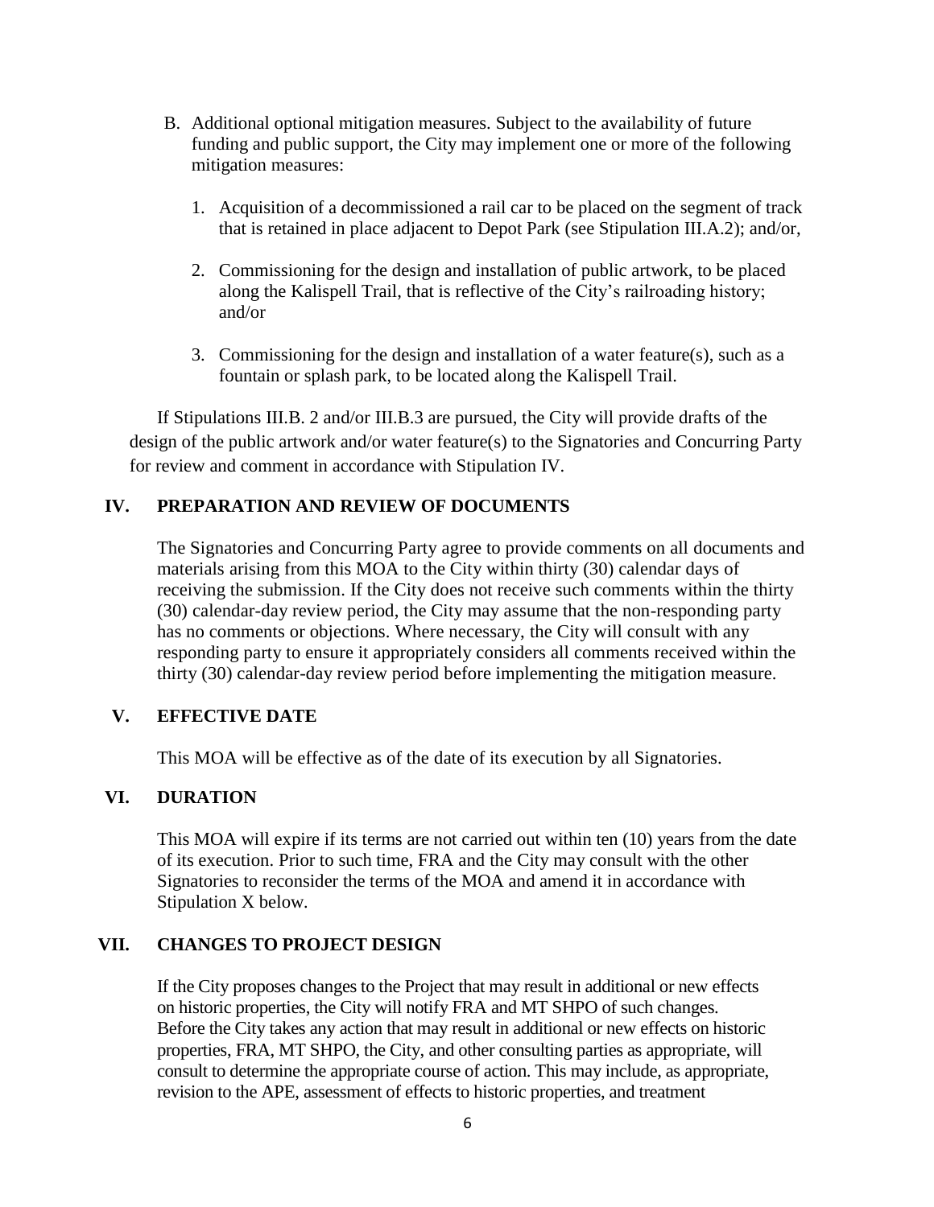B. Additional optional mitigation measures. Subject to the availability of future funding and public support, the City may implement one or more of the following mitigation measures:

   1. Acquisition of a decommissioned a rail car to be placed on the segment of track that is retained in place adjacent to Depot Park (see Stipulation III.A.2); and/or,

   2. Commissioning for the design and installation of public artwork, to be placed along the Kalispell Trail, that is reflective of the City's railroading history; and/or

   3. Commissioning for the design and installation of a water feature(s), such as a fountain or splash park, to be located along the Kalispell Trail.

If Stipulations III.B. 2 and/or III.B.3 are pursued, the City will provide drafts of the design of the public artwork and/or water feature(s) to the Signatories and Concurring Party for review and comment in accordance with Stipulation IV.

## IV. PREPARATION AND REVIEW OF DOCUMENTS

The Signatories and Concurring Party agree to provide comments on all documents and materials arising from this MOA to the City within thirty (30) calendar days of receiving the submission. If the City does not receive such comments within the thirty (30) calendar-day review period, the City may assume that the non-responding party has no comments or objections. Where necessary, the City will consult with any responding party to ensure it appropriately considers all comments received within the thirty (30) calendar-day review period before implementing the mitigation measure.

## V. EFFECTIVE DATE

This MOA will be effective as of the date of its execution by all Signatories.

## VI. DURATION

This MOA will expire if its terms are not carried out within ten (10) years from the date of its execution. Prior to such time, FRA and the City may consult with the other Signatories to reconsider the terms of the MOA and amend it in accordance with Stipulation X below.

## VII. CHANGES TO PROJECT DESIGN

If the City proposes changes to the Project that may result in additional or new effects on historic properties, the City will notify FRA and MT SHPO of such changes. Before the City takes any action that may result in additional or new effects on historic properties, FRA, MT SHPO, the City, and other consulting parties as appropriate, will consult to determine the appropriate course of action. This may include, as appropriate, revision to the APE, assessment of effects to historic properties, and treatment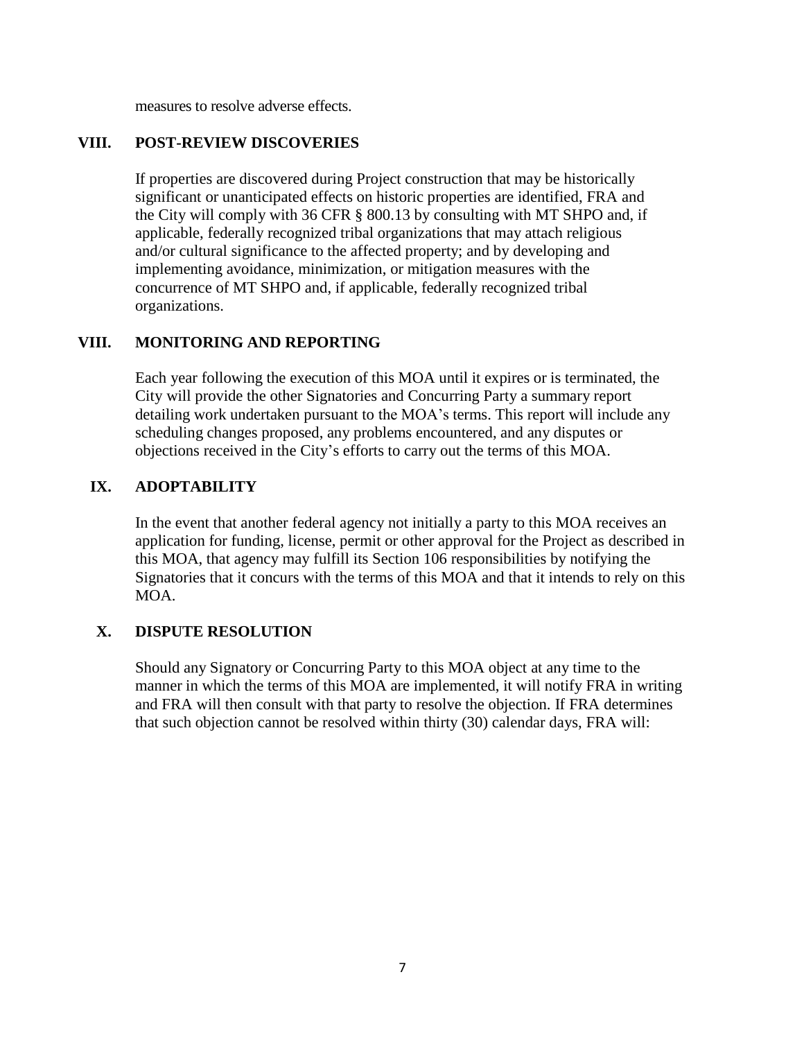measures to resolve adverse effects.

## VIII. POST-REVIEW DISCOVERIES

If properties are discovered during Project construction that may be historically significant or unanticipated effects on historic properties are identified, FRA and the City will comply with 36 CFR § 800.13 by consulting with MT SHPO and, if applicable, federally recognized tribal organizations that may attach religious and/or cultural significance to the affected property; and by developing and implementing avoidance, minimization, or mitigation measures with the concurrence of MT SHPO and, if applicable, federally recognized tribal organizations.

## VIII. MONITORING AND REPORTING

Each year following the execution of this MOA until it expires or is terminated, the City will provide the other Signatories and Concurring Party a summary report detailing work undertaken pursuant to the MOA's terms. This report will include any scheduling changes proposed, any problems encountered, and any disputes or objections received in the City's efforts to carry out the terms of this MOA.

## IX. ADOPTABILITY

In the event that another federal agency not initially a party to this MOA receives an application for funding, license, permit or other approval for the Project as described in this MOA, that agency may fulfill its Section 106 responsibilities by notifying the Signatories that it concurs with the terms of this MOA and that it intends to rely on this MOA.

## X. DISPUTE RESOLUTION

Should any Signatory or Concurring Party to this MOA object at any time to the manner in which the terms of this MOA are implemented, it will notify FRA in writing and FRA will then consult with that party to resolve the objection. If FRA determines that such objection cannot be resolved within thirty (30) calendar days, FRA will: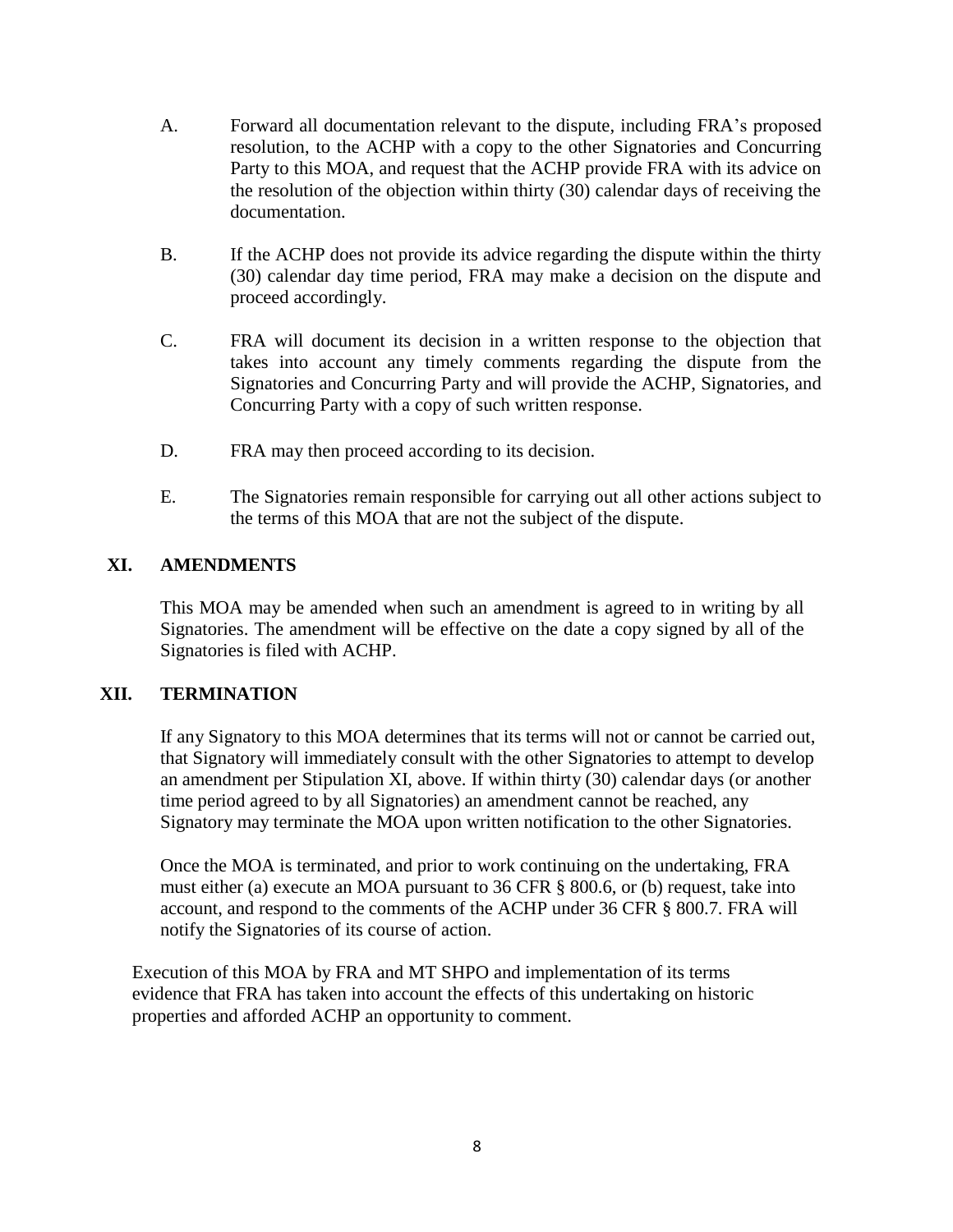A. Forward all documentation relevant to the dispute, including FRA's proposed resolution, to the ACHP with a copy to the other Signatories and Concurring Party to this MOA, and request that the ACHP provide FRA with its advice on the resolution of the objection within thirty (30) calendar days of receiving the documentation.

B. If the ACHP does not provide its advice regarding the dispute within the thirty (30) calendar day time period, FRA may make a decision on the dispute and proceed accordingly.

C. FRA will document its decision in a written response to the objection that takes into account any timely comments regarding the dispute from the Signatories and Concurring Party and will provide the ACHP, Signatories, and Concurring Party with a copy of such written response.

D. FRA may then proceed according to its decision.

E. The Signatories remain responsible for carrying out all other actions subject to the terms of this MOA that are not the subject of the dispute.

## XI. AMENDMENTS

This MOA may be amended when such an amendment is agreed to in writing by all Signatories. The amendment will be effective on the date a copy signed by all of the Signatories is filed with ACHP.

## XII. TERMINATION

If any Signatory to this MOA determines that its terms will not or cannot be carried out, that Signatory will immediately consult with the other Signatories to attempt to develop an amendment per Stipulation XI, above. If within thirty (30) calendar days (or another time period agreed to by all Signatories) an amendment cannot be reached, any Signatory may terminate the MOA upon written notification to the other Signatories.

Once the MOA is terminated, and prior to work continuing on the undertaking, FRA must either (a) execute an MOA pursuant to 36 CFR § 800.6, or (b) request, take into account, and respond to the comments of the ACHP under 36 CFR § 800.7. FRA will notify the Signatories of its course of action.

Execution of this MOA by FRA and MT SHPO and implementation of its terms evidence that FRA has taken into account the effects of this undertaking on historic properties and afforded ACHP an opportunity to comment.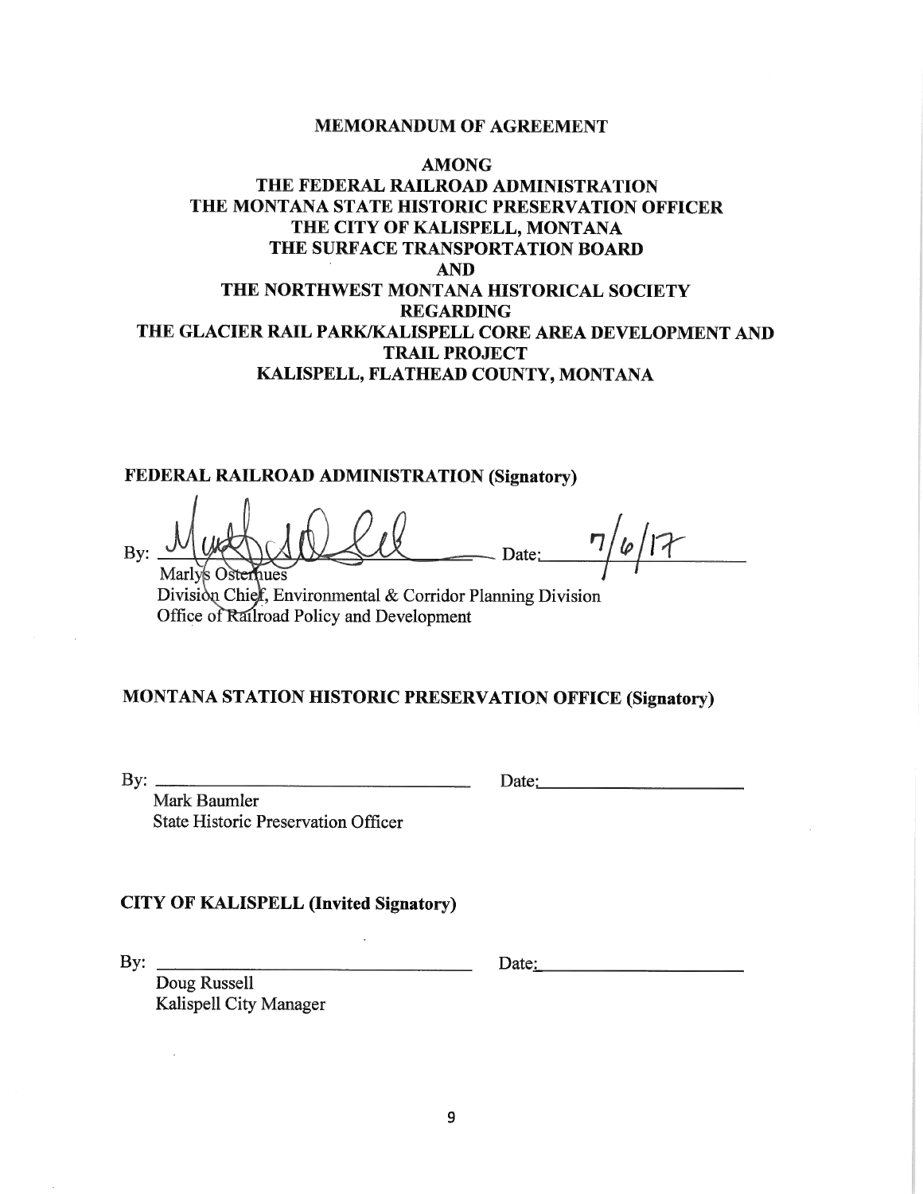**MEMORANDUM OF AGREEMENT**

**AMONG**
**THE FEDERAL RAILROAD ADMINISTRATION**
**THE MONTANA STATE HISTORIC PRESERVATION OFFICER**
**THE CITY OF KALISPELL, MONTANA**
**THE SURFACE TRANSPORTATION BOARD**
**AND**
**THE NORTHWEST MONTANA HISTORICAL SOCIETY**
**REGARDING**
**THE GLACIER RAIL PARK/KALISPELL CORE AREA DEVELOPMENT AND TRAIL PROJECT**
**KALISPELL, FLATHEAD COUNTY, MONTANA**

**FEDERAL RAILROAD ADMINISTRATION (Signatory)**

By: _[signature]_ Date: 7/6/17
Marlys Osterhues
Division Chief, Environmental & Corridor Planning Division
Office of Railroad Policy and Development

**MONTANA STATION HISTORIC PRESERVATION OFFICE (Signatory)**

By: ______________________ Date: ______________
Mark Baumler
State Historic Preservation Officer

**CITY OF KALISPELL (Invited Signatory)**

By: ______________________ Date: ______________
Doug Russell
Kalispell City Manager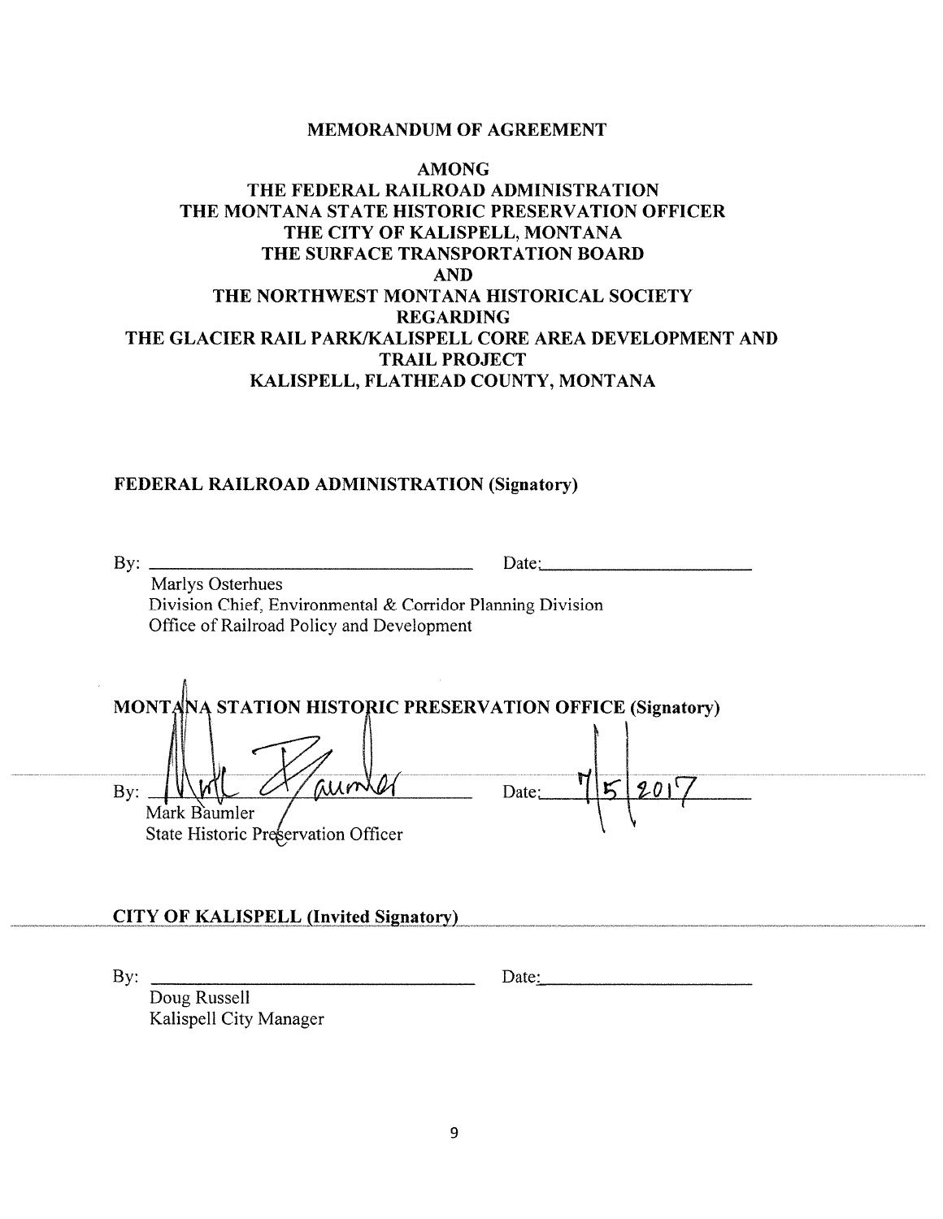**MEMORANDUM OF AGREEMENT**

**AMONG**
**THE FEDERAL RAILROAD ADMINISTRATION**
**THE MONTANA STATE HISTORIC PRESERVATION OFFICER**
**THE CITY OF KALISPELL, MONTANA**
**THE SURFACE TRANSPORTATION BOARD**
**AND**
**THE NORTHWEST MONTANA HISTORICAL SOCIETY**
**REGARDING**
**THE GLACIER RAIL PARK/KALISPELL CORE AREA DEVELOPMENT AND TRAIL PROJECT**
**KALISPELL, FLATHEAD COUNTY, MONTANA**

**FEDERAL RAILROAD ADMINISTRATION (Signatory)**

By: \_\_\_\_\_\_\_\_\_\_\_\_\_\_\_\_\_\_\_\_\_\_\_\_\_\_\_\_\_\_ Date:\_\_\_\_\_\_\_\_\_\_\_\_\_\_\_\_\_\_

Marlys Osterhues
Division Chief, Environmental & Corridor Planning Division
Office of Railroad Policy and Development

**MONTANA STATION HISTORIC PRESERVATION OFFICE (Signatory)**

By: [signature] Date: 7/5/2017

Mark Baumler
State Historic Preservation Officer

**CITY OF KALISPELL (Invited Signatory)**

By: \_\_\_\_\_\_\_\_\_\_\_\_\_\_\_\_\_\_\_\_\_\_\_\_\_\_\_\_\_\_ Date:\_\_\_\_\_\_\_\_\_\_\_\_\_\_\_\_\_\_

Doug Russell
Kalispell City Manager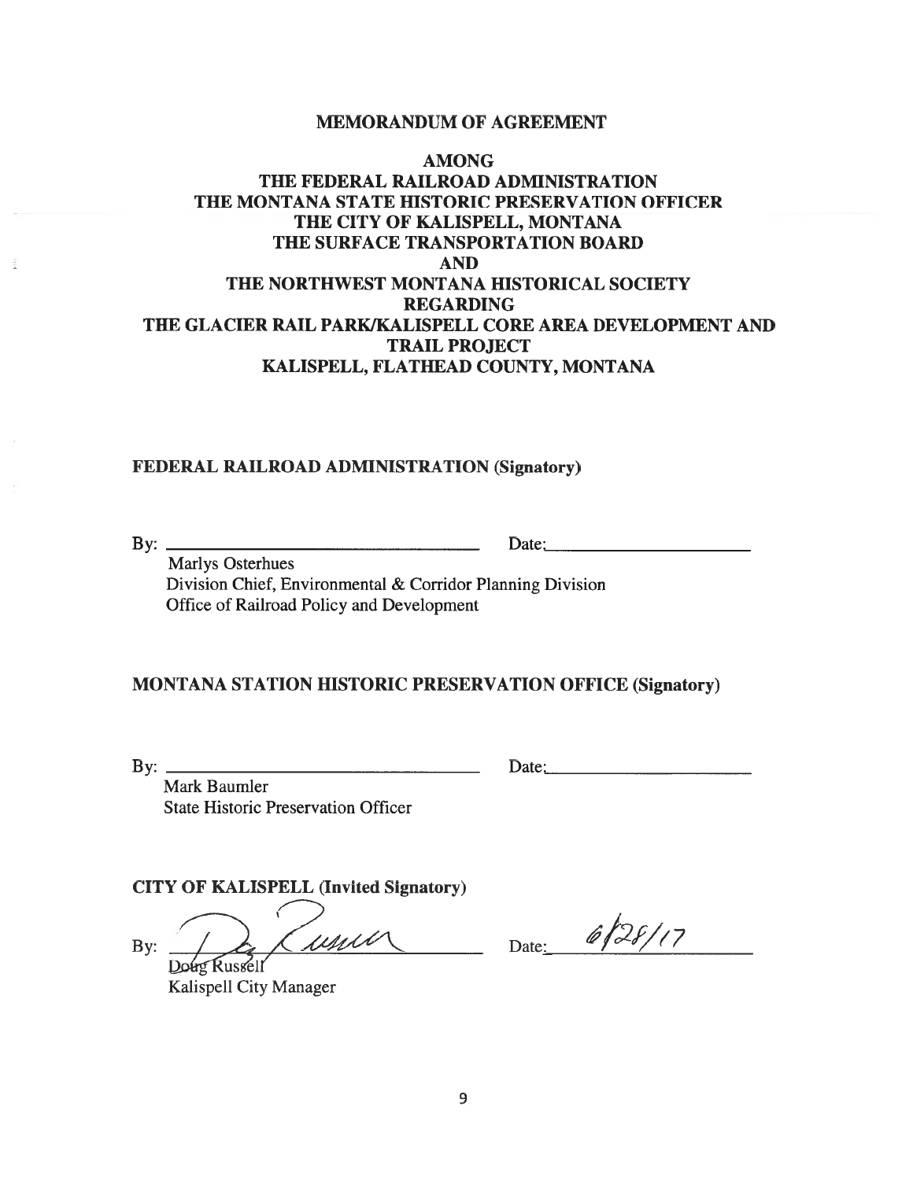**MEMORANDUM OF AGREEMENT**

**AMONG**
**THE FEDERAL RAILROAD ADMINISTRATION**
**THE MONTANA STATE HISTORIC PRESERVATION OFFICER**
**THE CITY OF KALISPELL, MONTANA**
**THE SURFACE TRANSPORTATION BOARD**
**AND**
**THE NORTHWEST MONTANA HISTORICAL SOCIETY**
**REGARDING**
**THE GLACIER RAIL PARK/KALISPELL CORE AREA DEVELOPMENT AND TRAIL PROJECT**
**KALISPELL, FLATHEAD COUNTY, MONTANA**

**FEDERAL RAILROAD ADMINISTRATION (Signatory)**

By: ______________________________ Date:____________________

Marlys Osterhues
Division Chief, Environmental & Corridor Planning Division
Office of Railroad Policy and Development

**MONTANA STATION HISTORIC PRESERVATION OFFICE (Signatory)**

By: ______________________________ Date:____________________

Mark Baumler
State Historic Preservation Officer

**CITY OF KALISPELL (Invited Signatory)**

By: [signature] Date: 6/28/17

Doug Russell
Kalispell City Manager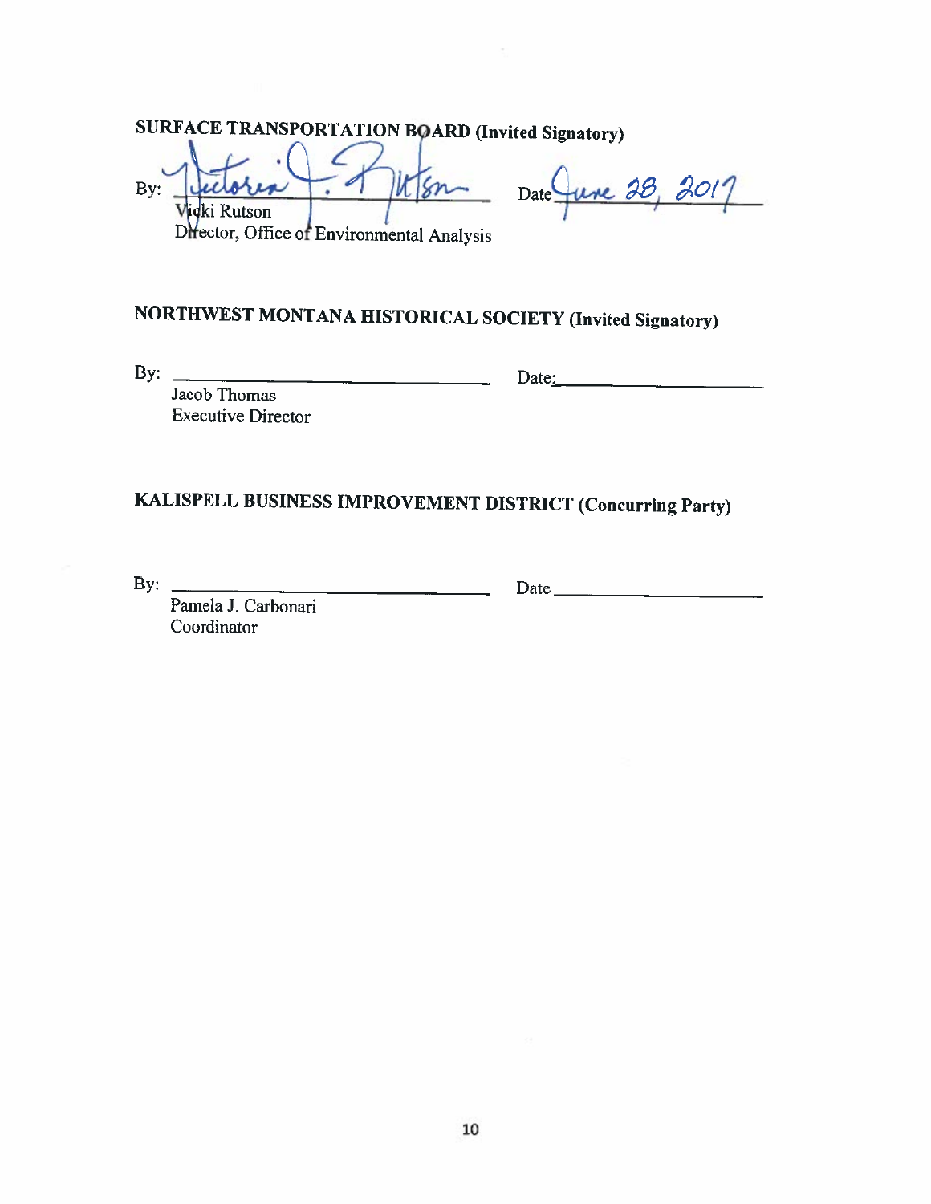**SURFACE TRANSPORTATION BOARD (Invited Signatory)**

By: Victoria J. Rutson  Date June 28, 2017
Vicki Rutson
Director, Office of Environmental Analysis

**NORTHWEST MONTANA HISTORICAL SOCIETY (Invited Signatory)**

By: ______________________________ Date: ____________________
Jacob Thomas
Executive Director

**KALISPELL BUSINESS IMPROVEMENT DISTRICT (Concurring Party)**

By: ______________________________ Date ____________________
Pamela J. Carbonari
Coordinator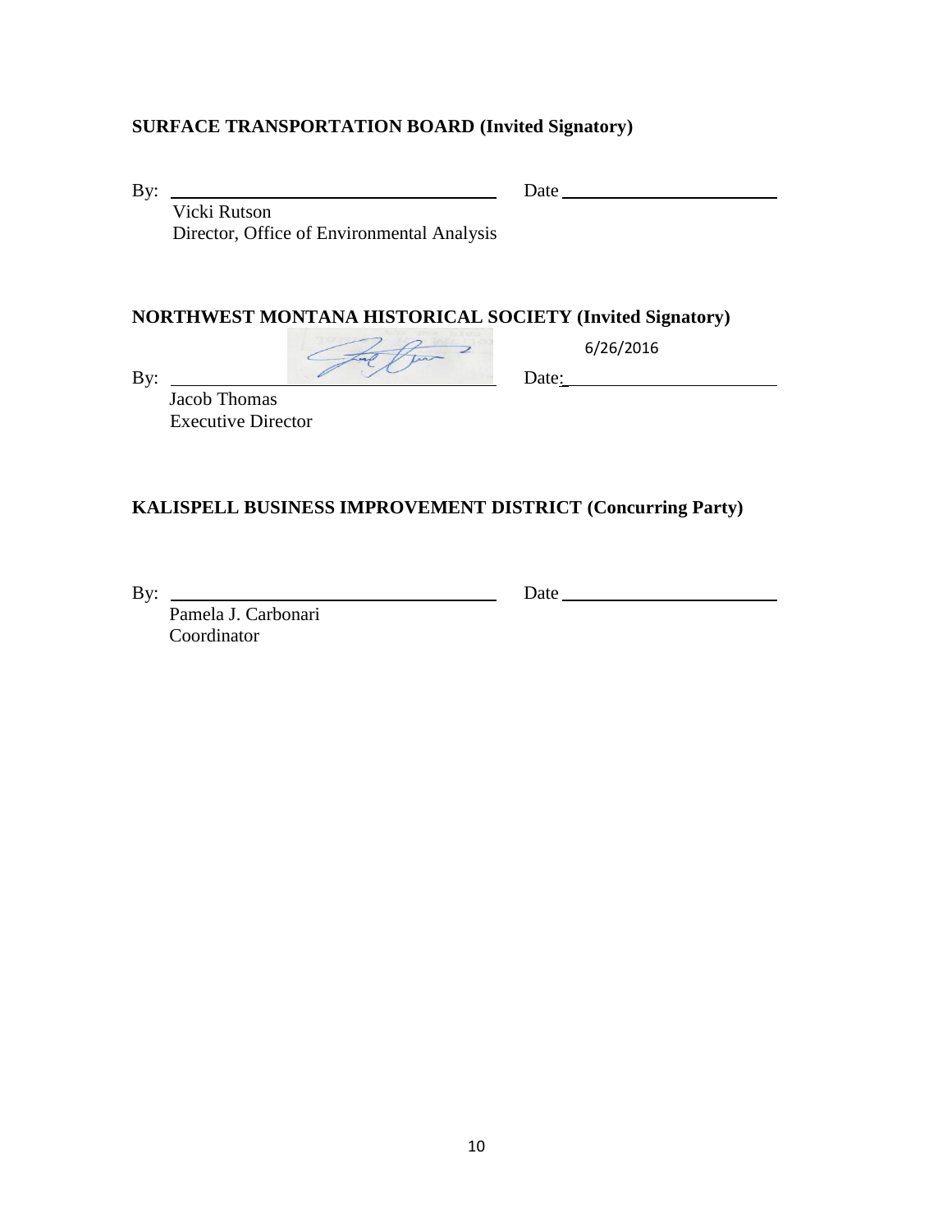**SURFACE TRANSPORTATION BOARD (Invited Signatory)**

By: \_\_\_\_\_\_\_\_\_\_\_\_\_\_\_\_\_\_\_\_\_\_\_\_\_\_\_\_\_\_\_\_ Date \_\_\_\_\_\_\_\_\_\_\_\_\_\_\_\_\_\_\_\_\_\_\_

Vicki Rutson
Director, Office of Environmental Analysis

**NORTHWEST MONTANA HISTORICAL SOCIETY (Invited Signatory)**

By: \_\_\_\_\_\_\_\_\_\_\_\_\_\_\_\_\_\_\_\_\_\_\_\_\_\_\_\_\_\_\_\_ Date: 6/26/2016

Jacob Thomas
Executive Director

**KALISPELL BUSINESS IMPROVEMENT DISTRICT (Concurring Party)**

By: \_\_\_\_\_\_\_\_\_\_\_\_\_\_\_\_\_\_\_\_\_\_\_\_\_\_\_\_\_\_\_\_ Date \_\_\_\_\_\_\_\_\_\_\_\_\_\_\_\_\_\_\_\_\_\_\_

Pamela J. Carbonari
Coordinator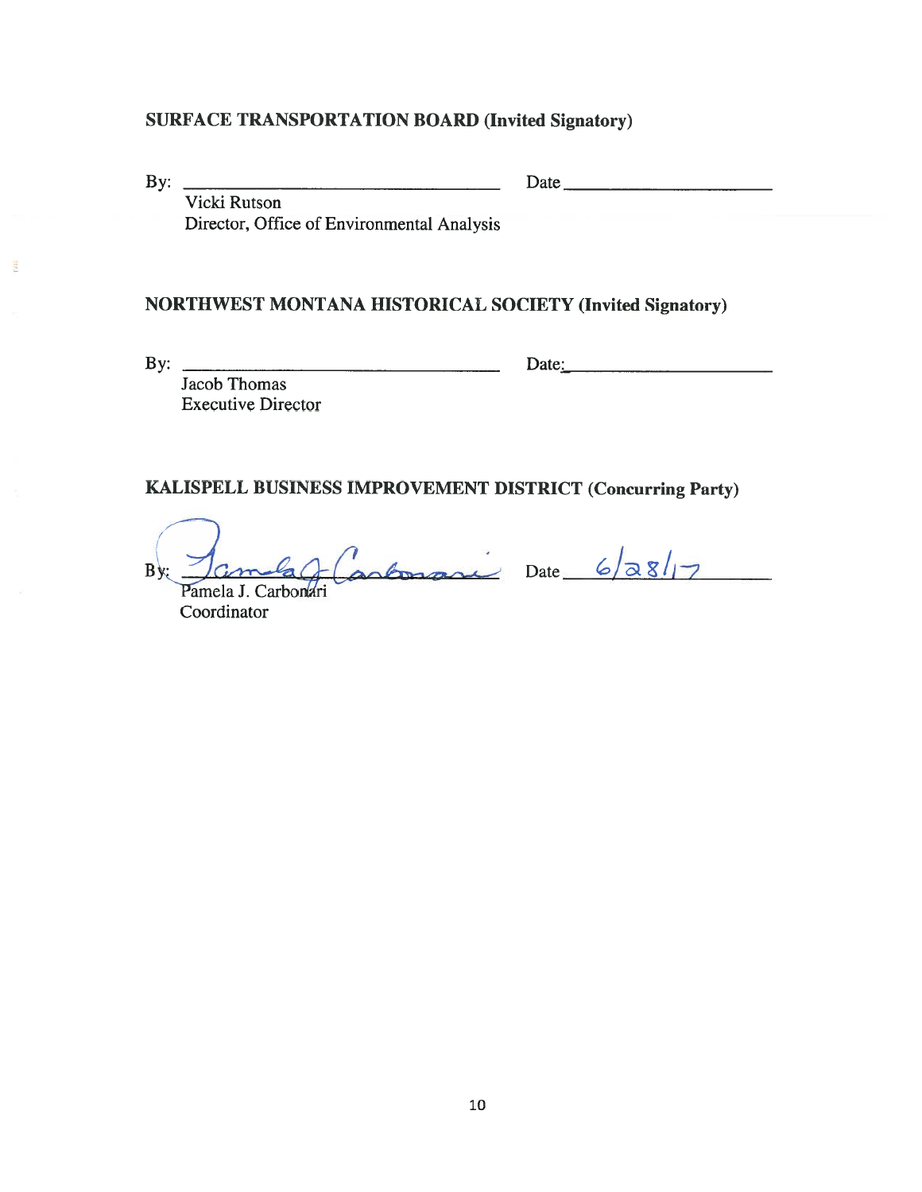**SURFACE TRANSPORTATION BOARD (Invited Signatory)**

By: ______________________________ Date ____________________

Vicki Rutson
Director, Office of Environmental Analysis

**NORTHWEST MONTANA HISTORICAL SOCIETY (Invited Signatory)**

By: ______________________________ Date: ____________________

Jacob Thomas
Executive Director

**KALISPELL BUSINESS IMPROVEMENT DISTRICT (Concurring Party)**

By: Pamela J. Carbonari Date 6/28/17

Pamela J. Carbonari
Coordinator